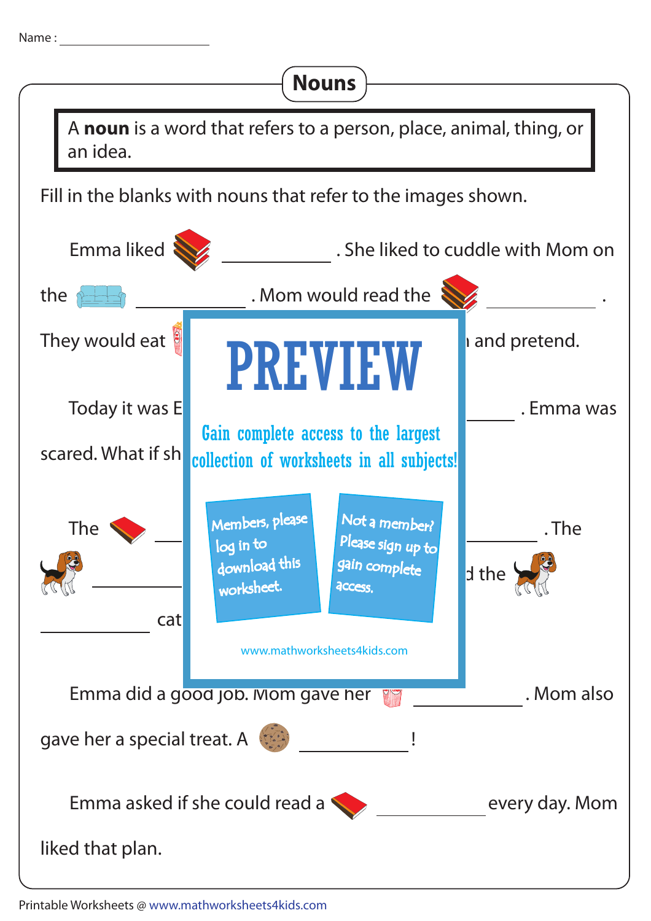Name : ____________________

# Nouns

A **noun** is a word that refers to a person, place, animal, thing, or an idea.

Fill in the blanks with nouns that refer to the images shown.

Emma liked ____________ . She liked to cuddle with Mom on the ____________ . Mom would read the ____________ .

They would eat ... and pretend.

Today it was E... ____________ . Emma was scared. What if sh...

The ____________ ... ____________ . The ____________ ... d the ... cat ...

PREVIEW

Gain complete access to the largest collection of worksheets in all subjects!

Members, please log in to download this worksheet.

Not a member? Please sign up to gain complete access.

www.mathworksheets4kids.com

Emma did a good job. Mom gave her ____________ . Mom also gave her a special treat. A ____________ !

Emma asked if she could read a ____________ every day. Mom liked that plan.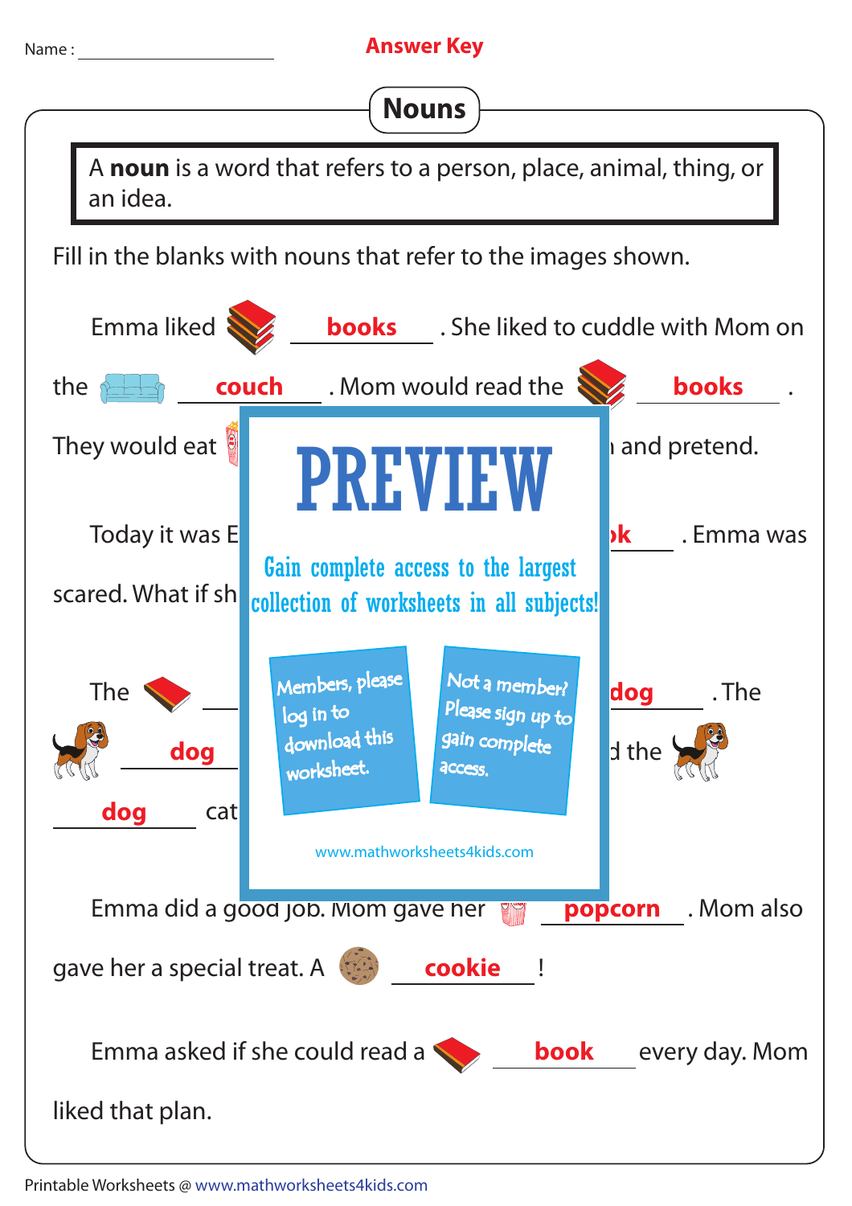Name : ____________________

**Answer Key**

# Nouns

A **noun** is a word that refers to a person, place, animal, thing, or an idea.

Fill in the blanks with nouns that refer to the images shown.

Emma liked **books**. She liked to cuddle with Mom on the **couch**. Mom would read the **books**.

They would eat ... and pretend.

Today it was E... **...k**. Emma was scared. What if sh...

The ... **dog**. The **dog** ... d the **dog** cat...

PREVIEW

Gain complete access to the largest collection of worksheets in all subjects!

Members, please log in to download this worksheet.

Not a member? Please sign up to gain complete access.

www.mathworksheets4kids.com

Emma did a good job. Mom gave her **popcorn**. Mom also gave her a special treat. A **cookie**!

Emma asked if she could read a **book** every day. Mom liked that plan.

Printable Worksheets @ www.mathworksheets4kids.com